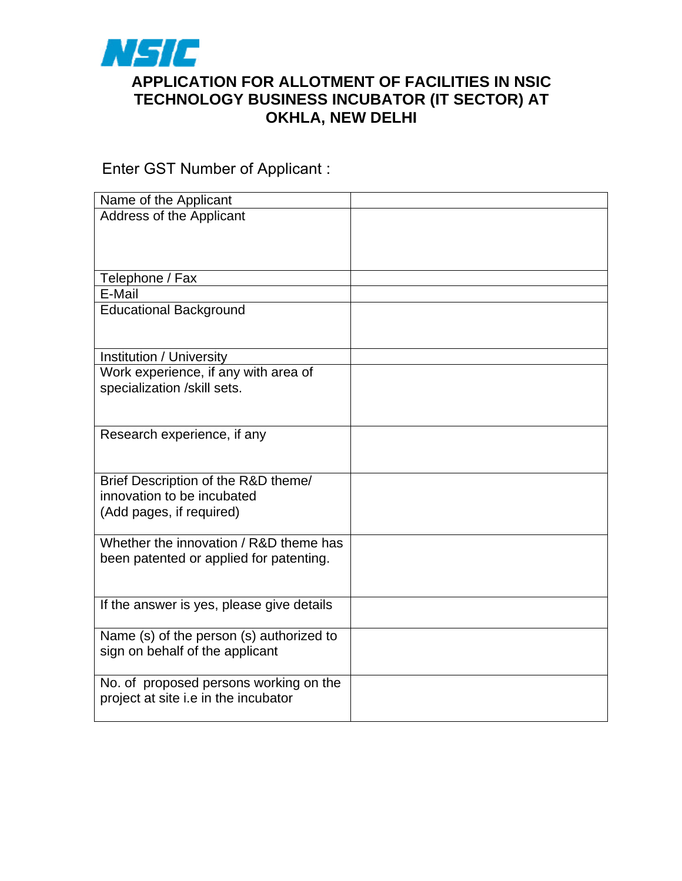NSIC

# APPLICATION FOR ALLOTMENT OF FACILITIES IN NSIC TECHNOLOGY BUSINESS INCUBATOR (IT SECTOR) AT OKHLA, NEW DELHI

Enter GST Number of Applicant :

| | |
|---|---|
| Name of the Applicant | |
| Address of the Applicant | |
| Telephone / Fax | |
| E-Mail | |
| Educational Background | |
| Institution / University | |
| Work experience, if any with area of specialization /skill sets. | |
| Research experience, if any | |
| Brief Description of the R&D theme/ innovation to be incubated (Add pages, if required) | |
| Whether the innovation / R&D theme has been patented or applied for patenting. | |
| If the answer is yes, please give details | |
| Name (s) of the person (s) authorized to sign on behalf of the applicant | |
| No. of proposed persons working on the project at site i.e in the incubator | |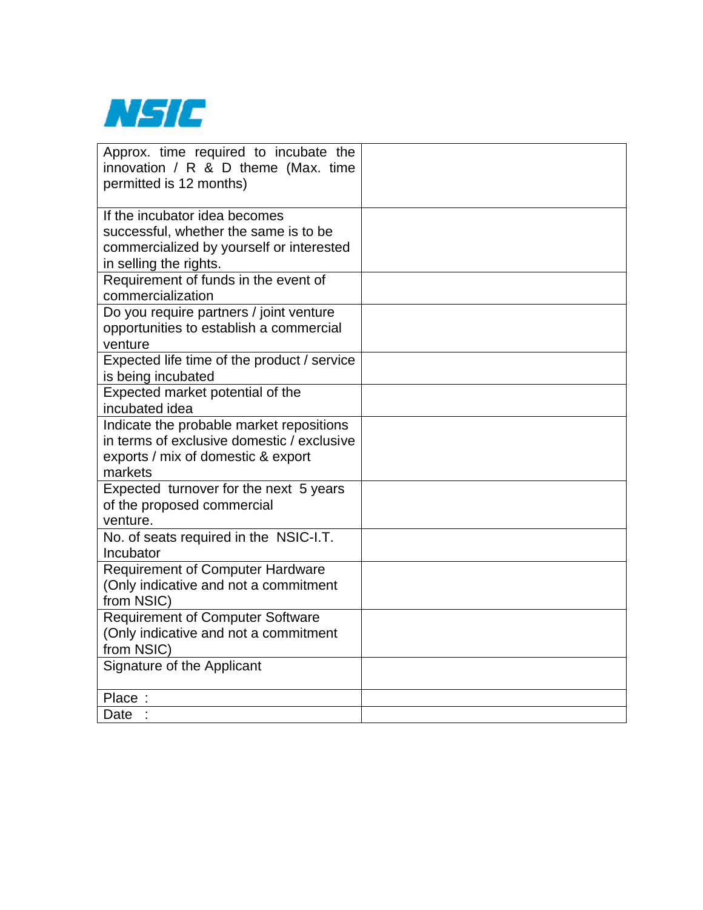NSIC

| | |
|---|---|
| Approx. time required to incubate the innovation / R & D theme (Max. time permitted is 12 months) | |
| If the incubator idea becomes successful, whether the same is to be commercialized by yourself or interested in selling the rights. | |
| Requirement of funds in the event of commercialization | |
| Do you require partners / joint venture opportunities to establish a commercial venture | |
| Expected life time of the product / service is being incubated | |
| Expected market potential of the incubated idea | |
| Indicate the probable market repositions in terms of exclusive domestic / exclusive exports / mix of domestic & export markets | |
| Expected turnover for the next 5 years of the proposed commercial venture. | |
| No. of seats required in the NSIC-I.T. Incubator | |
| Requirement of Computer Hardware (Only indicative and not a commitment from NSIC) | |
| Requirement of Computer Software (Only indicative and not a commitment from NSIC) | |
| Signature of the Applicant | |
| Place : | |
| Date : | |